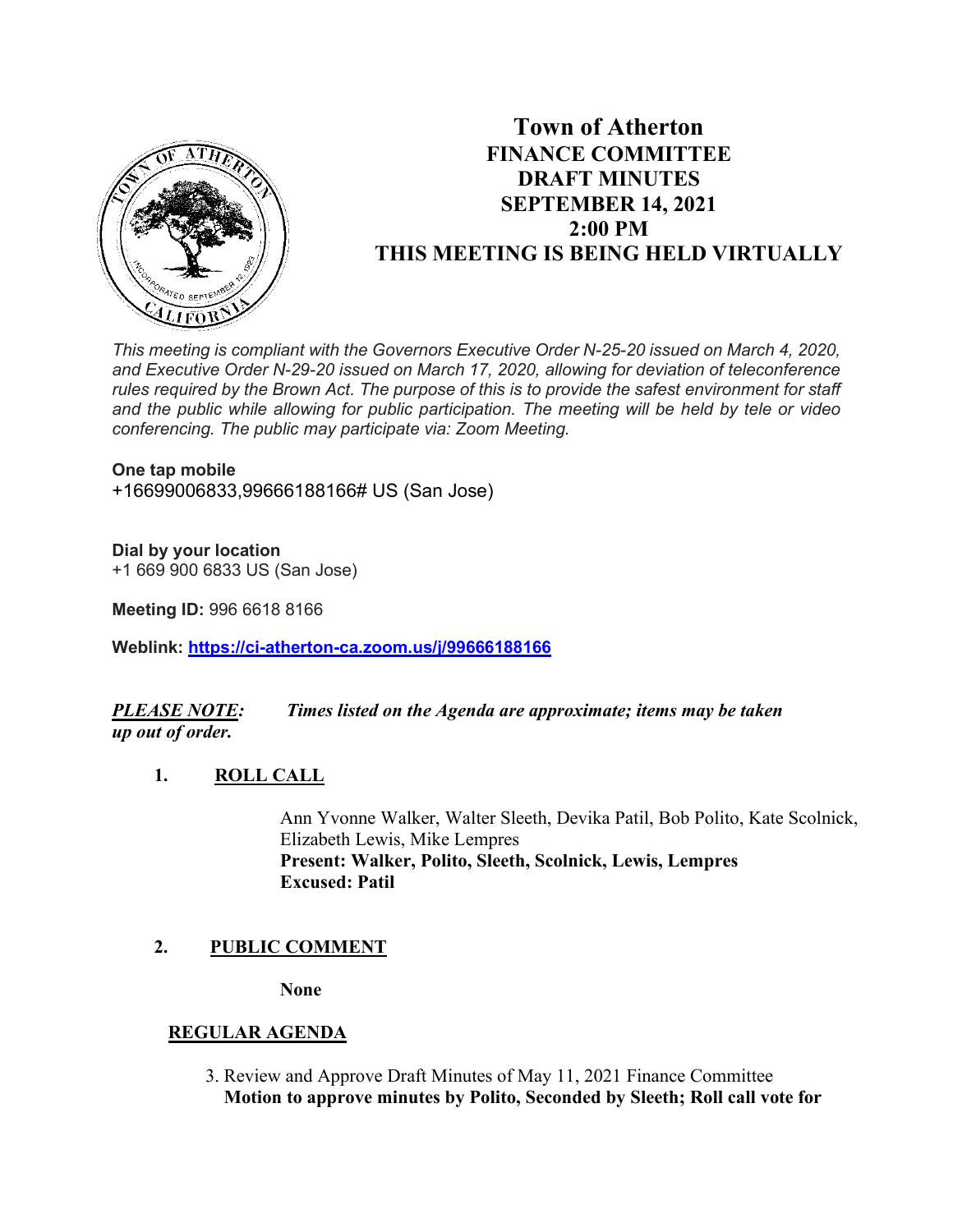# Town of Atherton
## FINANCE COMMITTEE
## DRAFT MINUTES
## SEPTEMBER 14, 2021
## 2:00 PM
## THIS MEETING IS BEING HELD VIRTUALLY

*This meeting is compliant with the Governors Executive Order N-25-20 issued on March 4, 2020, and Executive Order N-29-20 issued on March 17, 2020, allowing for deviation of teleconference rules required by the Brown Act. The purpose of this is to provide the safest environment for staff and the public while allowing for public participation. The meeting will be held by tele or video conferencing. The public may participate via: Zoom Meeting.*

**One tap mobile**
+16699006833,99666188166# US (San Jose)

**Dial by your location**
+1 669 900 6833 US (San Jose)

**Meeting ID:** 996 6618 8166

**Weblink:** https://ci-atherton-ca.zoom.us/j/99666188166

***PLEASE NOTE:*** ***Times listed on the Agenda are approximate; items may be taken up out of order.***

1. **ROLL CALL**

   Ann Yvonne Walker, Walter Sleeth, Devika Patil, Bob Polito, Kate Scolnick, Elizabeth Lewis, Mike Lempres
   **Present: Walker, Polito, Sleeth, Scolnick, Lewis, Lempres**
   **Excused: Patil**

2. **PUBLIC COMMENT**

   **None**

**REGULAR AGENDA**

3. Review and Approve Draft Minutes of May 11, 2021 Finance Committee
   **Motion to approve minutes by Polito, Seconded by Sleeth; Roll call vote for**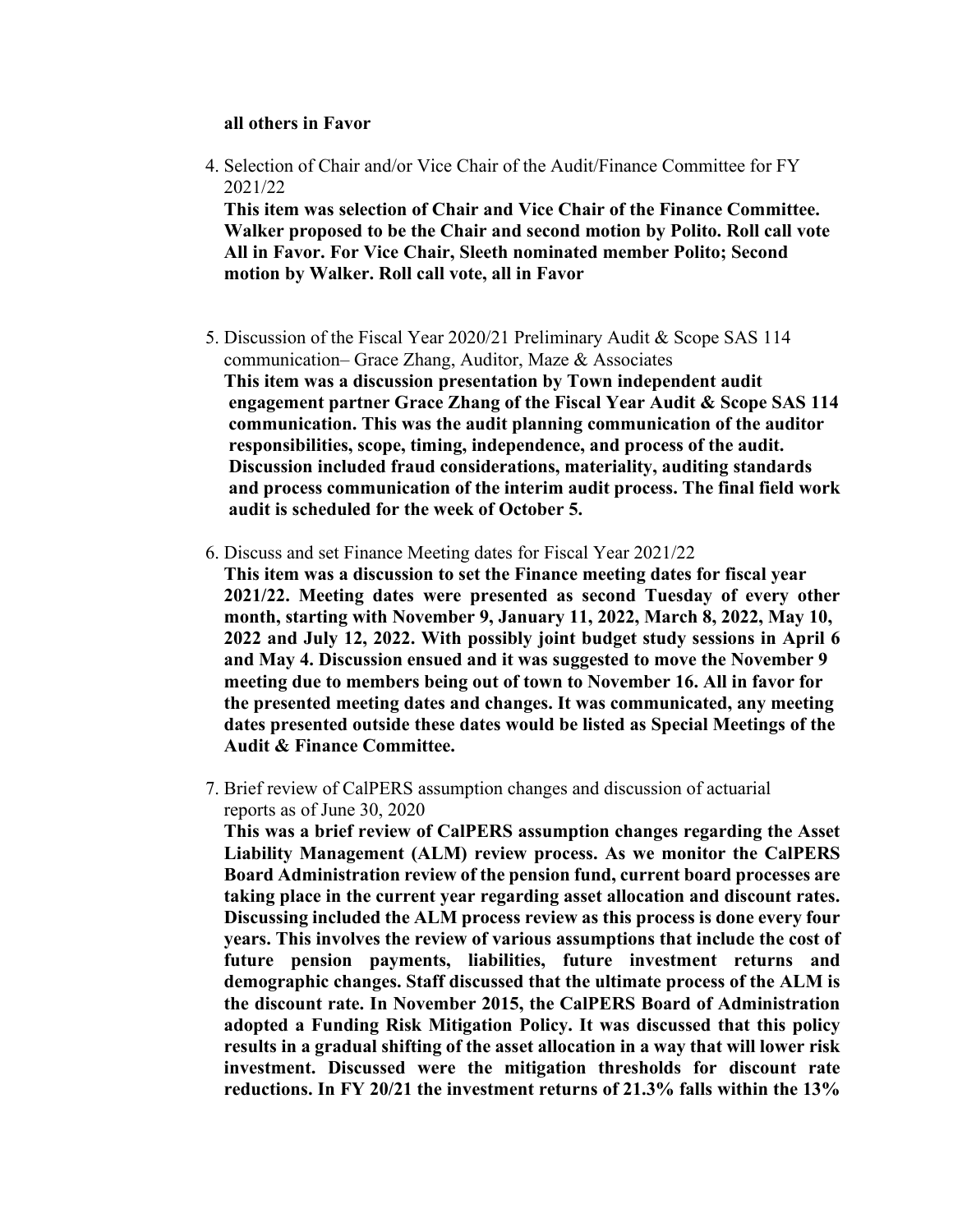**all others in Favor**

4. Selection of Chair and/or Vice Chair of the Audit/Finance Committee for FY 2021/22
   **This item was selection of Chair and Vice Chair of the Finance Committee. Walker proposed to be the Chair and second motion by Polito. Roll call vote All in Favor. For Vice Chair, Sleeth nominated member Polito; Second motion by Walker. Roll call vote, all in Favor**

5. Discussion of the Fiscal Year 2020/21 Preliminary Audit & Scope SAS 114 communication– Grace Zhang, Auditor, Maze & Associates
   **This item was a discussion presentation by Town independent audit engagement partner Grace Zhang of the Fiscal Year Audit & Scope SAS 114 communication. This was the audit planning communication of the auditor responsibilities, scope, timing, independence, and process of the audit. Discussion included fraud considerations, materiality, auditing standards and process communication of the interim audit process. The final field work audit is scheduled for the week of October 5.**

6. Discuss and set Finance Meeting dates for Fiscal Year 2021/22
   **This item was a discussion to set the Finance meeting dates for fiscal year 2021/22. Meeting dates were presented as second Tuesday of every other month, starting with November 9, January 11, 2022, March 8, 2022, May 10, 2022 and July 12, 2022. With possibly joint budget study sessions in April 6 and May 4. Discussion ensued and it was suggested to move the November 9 meeting due to members being out of town to November 16. All in favor for the presented meeting dates and changes. It was communicated, any meeting dates presented outside these dates would be listed as Special Meetings of the Audit & Finance Committee.**

7. Brief review of CalPERS assumption changes and discussion of actuarial reports as of June 30, 2020
   **This was a brief review of CalPERS assumption changes regarding the Asset Liability Management (ALM) review process. As we monitor the CalPERS Board Administration review of the pension fund, current board processes are taking place in the current year regarding asset allocation and discount rates. Discussing included the ALM process review as this process is done every four years. This involves the review of various assumptions that include the cost of future pension payments, liabilities, future investment returns and demographic changes. Staff discussed that the ultimate process of the ALM is the discount rate. In November 2015, the CalPERS Board of Administration adopted a Funding Risk Mitigation Policy. It was discussed that this policy results in a gradual shifting of the asset allocation in a way that will lower risk investment. Discussed were the mitigation thresholds for discount rate reductions. In FY 20/21 the investment returns of 21.3% falls within the 13%**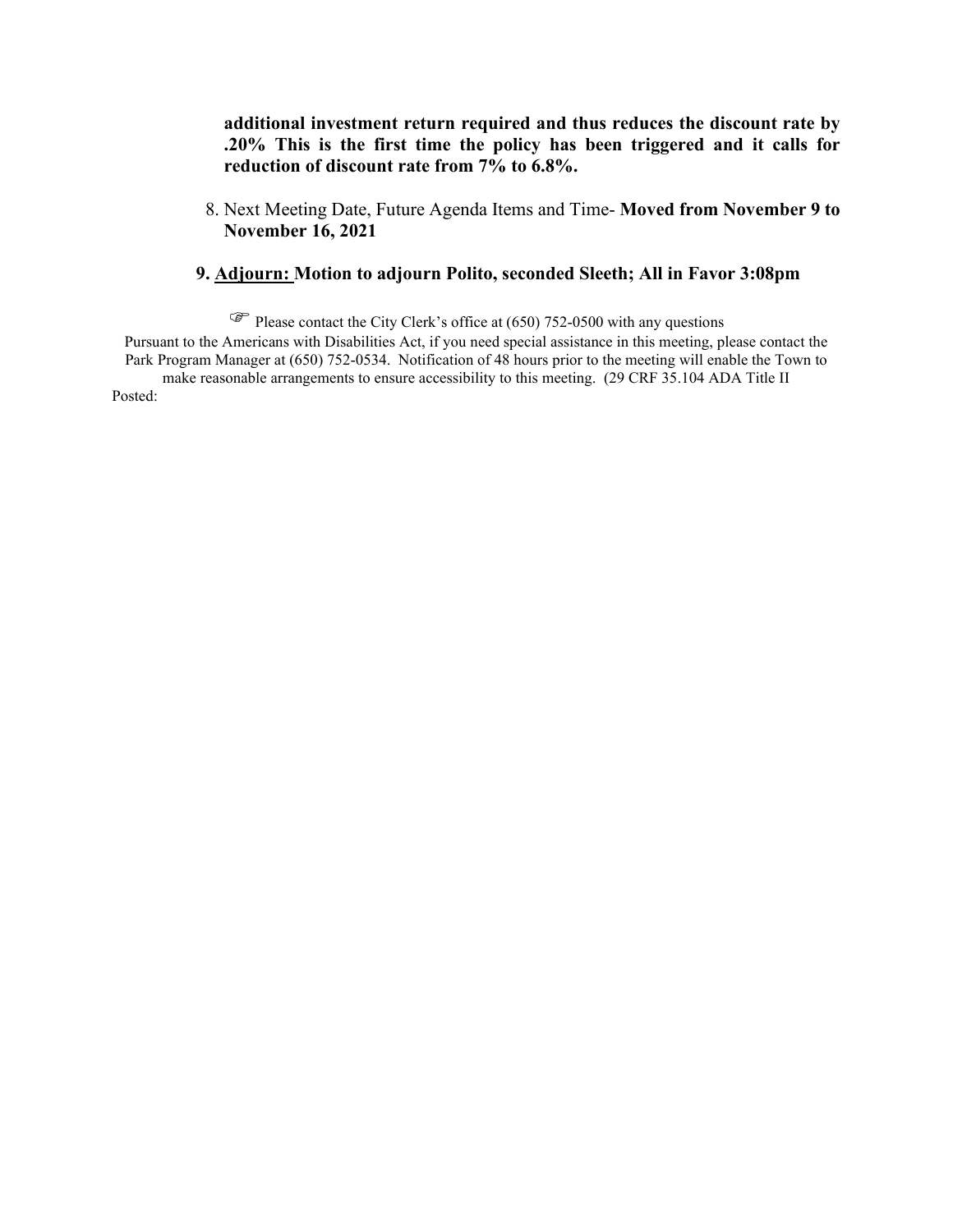**additional investment return required and thus reduces the discount rate by .20% This is the first time the policy has been triggered and it calls for reduction of discount rate from 7% to 6.8%.**

8. Next Meeting Date, Future Agenda Items and Time- **Moved from November 9 to November 16, 2021**

**9. <u>Adjourn:</u> Motion to adjourn Polito, seconded Sleeth; All in Favor 3:08pm**

☞ Please contact the City Clerk's office at (650) 752-0500 with any questions

Pursuant to the Americans with Disabilities Act, if you need special assistance in this meeting, please contact the Park Program Manager at (650) 752-0534. Notification of 48 hours prior to the meeting will enable the Town to make reasonable arrangements to ensure accessibility to this meeting. (29 CRF 35.104 ADA Title II

Posted: